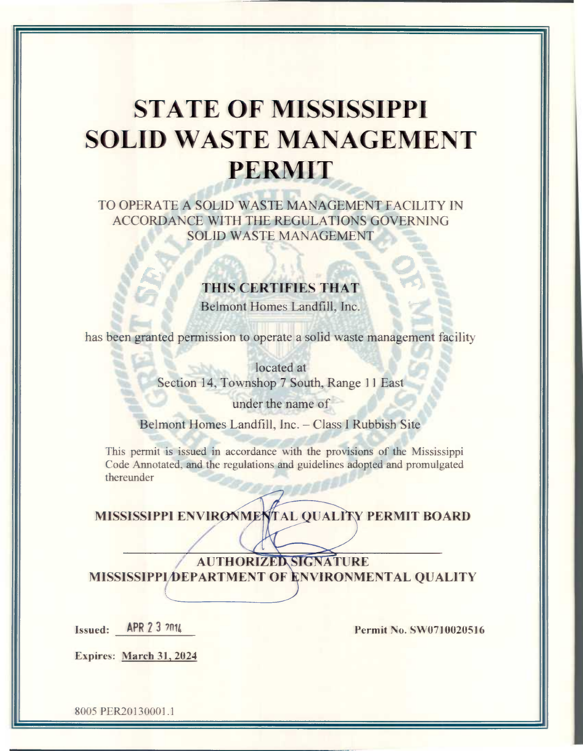# STATE OF MISSISSIPPI SOLID WASTE MANAGEMENT PERMIT

TO OPERATE A SOLID WASTE MANAGEMENT FACILITY IN ACCORDANCE WITH THE REGULATIONS GOVERNING SOLID WASTE MANAGEMENT

**THIS CERTIFIES THAT**

Belmont Homes Landfill, Inc.

has been granted permission to operate a solid waste management facility

located at

Section 14, Townshop 7 South, Range 11 East

under the name of

Belmont Homes Landfill, Inc. – Class I Rubbish Site

This permit is issued in accordance with the provisions of the Mississippi Code Annotated, and the regulations and guidelines adopted and promulgated thereunder

**MISSISSIPPI ENVIRONMENTAL QUALITY PERMIT BOARD**

**AUTHORIZED SIGNATURE**
**MISSISSIPPI DEPARTMENT OF ENVIRONMENTAL QUALITY**

**Issued:** APR 2 3 2014

**Permit No. SW0710020516**

**Expires:** March 31, 2024

8005 PER20130001.1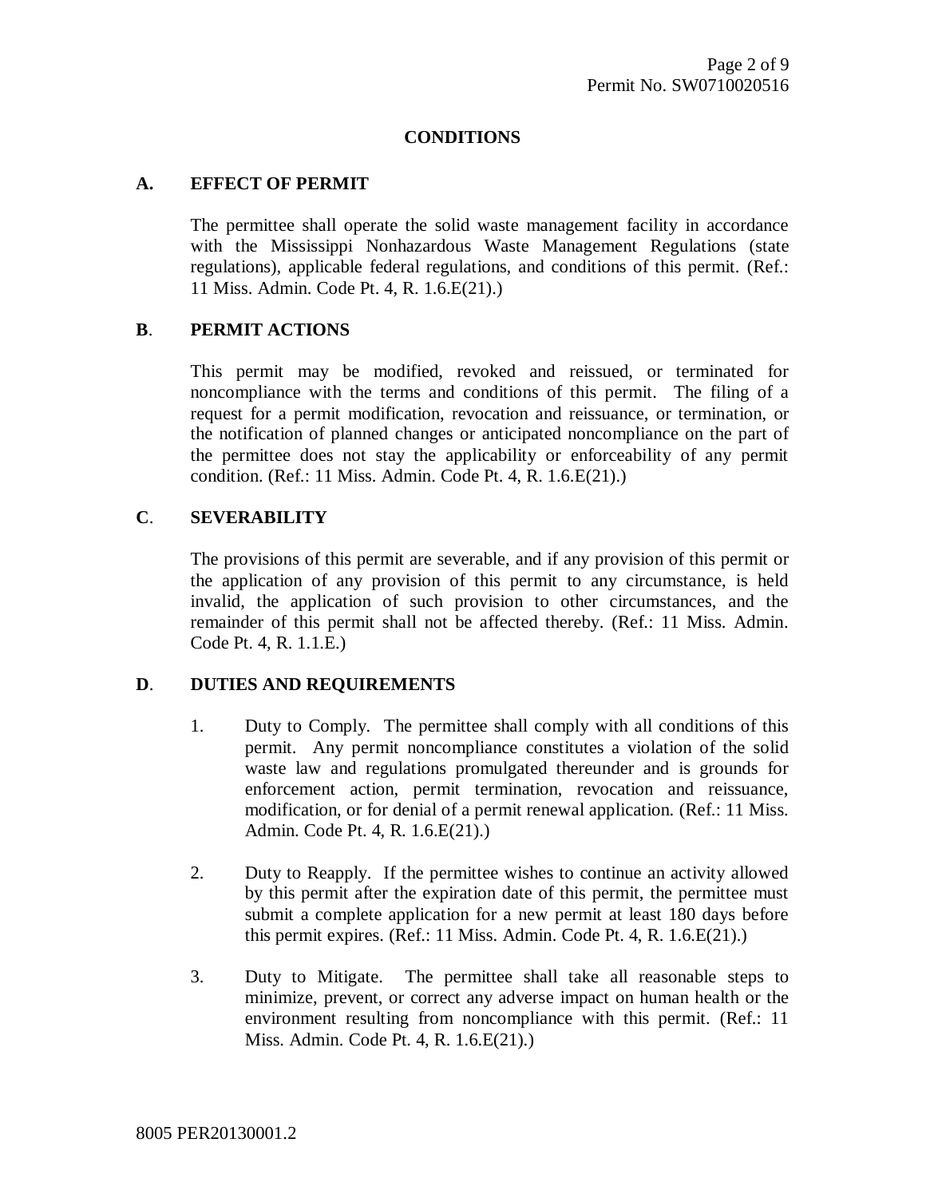## CONDITIONS

### A. EFFECT OF PERMIT

The permittee shall operate the solid waste management facility in accordance with the Mississippi Nonhazardous Waste Management Regulations (state regulations), applicable federal regulations, and conditions of this permit. (Ref.: 11 Miss. Admin. Code Pt. 4, R. 1.6.E(21).)

### B. PERMIT ACTIONS

This permit may be modified, revoked and reissued, or terminated for noncompliance with the terms and conditions of this permit. The filing of a request for a permit modification, revocation and reissuance, or termination, or the notification of planned changes or anticipated noncompliance on the part of the permittee does not stay the applicability or enforceability of any permit condition. (Ref.: 11 Miss. Admin. Code Pt. 4, R. 1.6.E(21).)

### C. SEVERABILITY

The provisions of this permit are severable, and if any provision of this permit or the application of any provision of this permit to any circumstance, is held invalid, the application of such provision to other circumstances, and the remainder of this permit shall not be affected thereby. (Ref.: 11 Miss. Admin. Code Pt. 4, R. 1.1.E.)

### D. DUTIES AND REQUIREMENTS

1. Duty to Comply. The permittee shall comply with all conditions of this permit. Any permit noncompliance constitutes a violation of the solid waste law and regulations promulgated thereunder and is grounds for enforcement action, permit termination, revocation and reissuance, modification, or for denial of a permit renewal application. (Ref.: 11 Miss. Admin. Code Pt. 4, R. 1.6.E(21).)

2. Duty to Reapply. If the permittee wishes to continue an activity allowed by this permit after the expiration date of this permit, the permittee must submit a complete application for a new permit at least 180 days before this permit expires. (Ref.: 11 Miss. Admin. Code Pt. 4, R. 1.6.E(21).)

3. Duty to Mitigate. The permittee shall take all reasonable steps to minimize, prevent, or correct any adverse impact on human health or the environment resulting from noncompliance with this permit. (Ref.: 11 Miss. Admin. Code Pt. 4, R. 1.6.E(21).)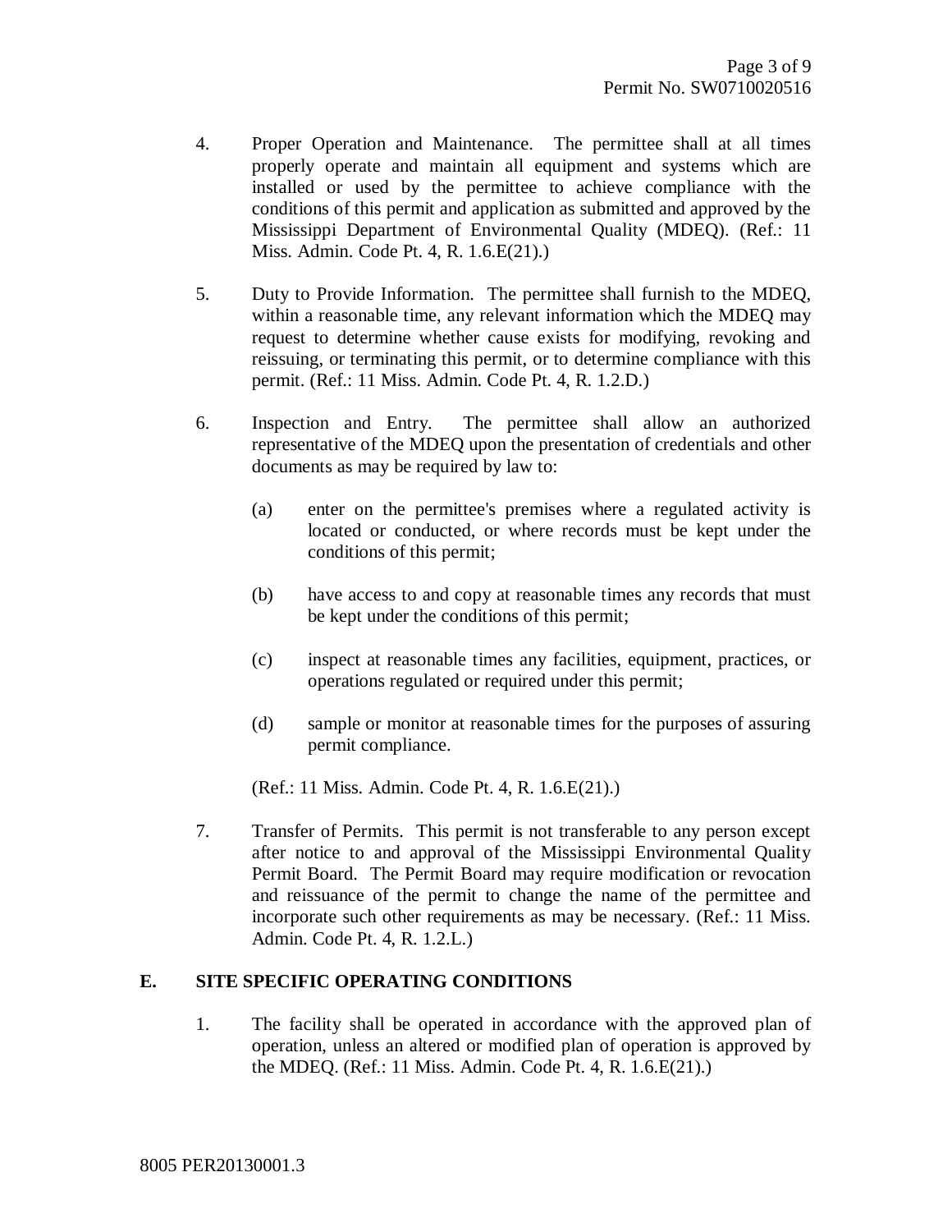4. Proper Operation and Maintenance. The permittee shall at all times properly operate and maintain all equipment and systems which are installed or used by the permittee to achieve compliance with the conditions of this permit and application as submitted and approved by the Mississippi Department of Environmental Quality (MDEQ). (Ref.: 11 Miss. Admin. Code Pt. 4, R. 1.6.E(21).)

5. Duty to Provide Information. The permittee shall furnish to the MDEQ, within a reasonable time, any relevant information which the MDEQ may request to determine whether cause exists for modifying, revoking and reissuing, or terminating this permit, or to determine compliance with this permit. (Ref.: 11 Miss. Admin. Code Pt. 4, R. 1.2.D.)

6. Inspection and Entry. The permittee shall allow an authorized representative of the MDEQ upon the presentation of credentials and other documents as may be required by law to:

   (a) enter on the permittee's premises where a regulated activity is located or conducted, or where records must be kept under the conditions of this permit;

   (b) have access to and copy at reasonable times any records that must be kept under the conditions of this permit;

   (c) inspect at reasonable times any facilities, equipment, practices, or operations regulated or required under this permit;

   (d) sample or monitor at reasonable times for the purposes of assuring permit compliance.

   (Ref.: 11 Miss. Admin. Code Pt. 4, R. 1.6.E(21).)

7. Transfer of Permits. This permit is not transferable to any person except after notice to and approval of the Mississippi Environmental Quality Permit Board. The Permit Board may require modification or revocation and reissuance of the permit to change the name of the permittee and incorporate such other requirements as may be necessary. (Ref.: 11 Miss. Admin. Code Pt. 4, R. 1.2.L.)

## E. SITE SPECIFIC OPERATING CONDITIONS

1. The facility shall be operated in accordance with the approved plan of operation, unless an altered or modified plan of operation is approved by the MDEQ. (Ref.: 11 Miss. Admin. Code Pt. 4, R. 1.6.E(21).)

8005 PER20130001.3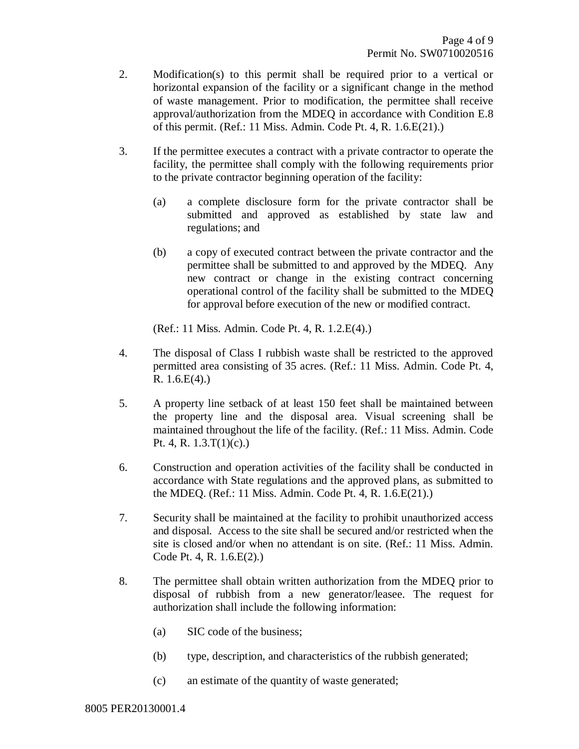2. Modification(s) to this permit shall be required prior to a vertical or horizontal expansion of the facility or a significant change in the method of waste management. Prior to modification, the permittee shall receive approval/authorization from the MDEQ in accordance with Condition E.8 of this permit. (Ref.: 11 Miss. Admin. Code Pt. 4, R. 1.6.E(21).)

3. If the permittee executes a contract with a private contractor to operate the facility, the permittee shall comply with the following requirements prior to the private contractor beginning operation of the facility:

   (a) a complete disclosure form for the private contractor shall be submitted and approved as established by state law and regulations; and

   (b) a copy of executed contract between the private contractor and the permittee shall be submitted to and approved by the MDEQ. Any new contract or change in the existing contract concerning operational control of the facility shall be submitted to the MDEQ for approval before execution of the new or modified contract.

   (Ref.: 11 Miss. Admin. Code Pt. 4, R. 1.2.E(4).)

4. The disposal of Class I rubbish waste shall be restricted to the approved permitted area consisting of 35 acres. (Ref.: 11 Miss. Admin. Code Pt. 4, R. 1.6.E(4).)

5. A property line setback of at least 150 feet shall be maintained between the property line and the disposal area. Visual screening shall be maintained throughout the life of the facility. (Ref.: 11 Miss. Admin. Code Pt. 4, R. 1.3.T(1)(c).)

6. Construction and operation activities of the facility shall be conducted in accordance with State regulations and the approved plans, as submitted to the MDEQ. (Ref.: 11 Miss. Admin. Code Pt. 4, R. 1.6.E(21).)

7. Security shall be maintained at the facility to prohibit unauthorized access and disposal. Access to the site shall be secured and/or restricted when the site is closed and/or when no attendant is on site. (Ref.: 11 Miss. Admin. Code Pt. 4, R. 1.6.E(2).)

8. The permittee shall obtain written authorization from the MDEQ prior to disposal of rubbish from a new generator/leasee. The request for authorization shall include the following information:

   (a) SIC code of the business;

   (b) type, description, and characteristics of the rubbish generated;

   (c) an estimate of the quantity of waste generated;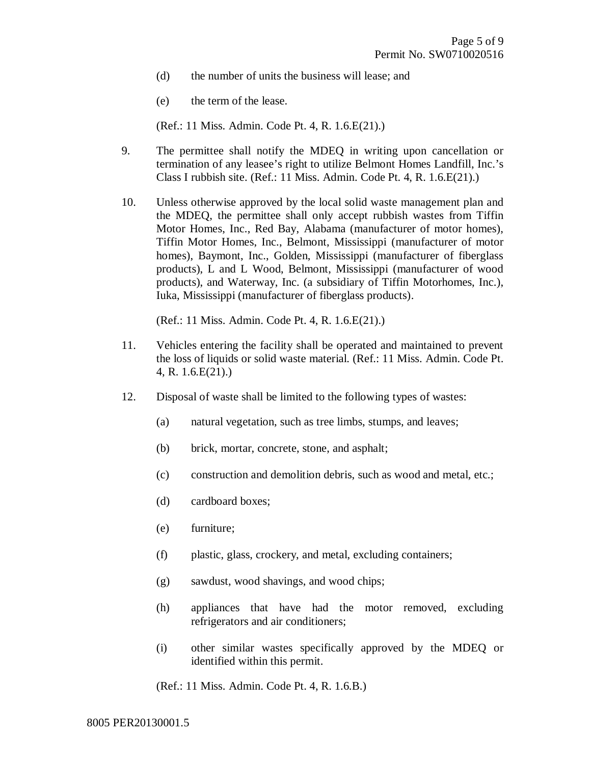(d) the number of units the business will lease; and

(e) the term of the lease.

(Ref.: 11 Miss. Admin. Code Pt. 4, R. 1.6.E(21).)

9. The permittee shall notify the MDEQ in writing upon cancellation or termination of any leasee's right to utilize Belmont Homes Landfill, Inc.'s Class I rubbish site. (Ref.: 11 Miss. Admin. Code Pt. 4, R. 1.6.E(21).)

10. Unless otherwise approved by the local solid waste management plan and the MDEQ, the permittee shall only accept rubbish wastes from Tiffin Motor Homes, Inc., Red Bay, Alabama (manufacturer of motor homes), Tiffin Motor Homes, Inc., Belmont, Mississippi (manufacturer of motor homes), Baymont, Inc., Golden, Mississippi (manufacturer of fiberglass products), L and L Wood, Belmont, Mississippi (manufacturer of wood products), and Waterway, Inc. (a subsidiary of Tiffin Motorhomes, Inc.), Iuka, Mississippi (manufacturer of fiberglass products).

    (Ref.: 11 Miss. Admin. Code Pt. 4, R. 1.6.E(21).)

11. Vehicles entering the facility shall be operated and maintained to prevent the loss of liquids or solid waste material. (Ref.: 11 Miss. Admin. Code Pt. 4, R. 1.6.E(21).)

12. Disposal of waste shall be limited to the following types of wastes:

    (a) natural vegetation, such as tree limbs, stumps, and leaves;

    (b) brick, mortar, concrete, stone, and asphalt;

    (c) construction and demolition debris, such as wood and metal, etc.;

    (d) cardboard boxes;

    (e) furniture;

    (f) plastic, glass, crockery, and metal, excluding containers;

    (g) sawdust, wood shavings, and wood chips;

    (h) appliances that have had the motor removed, excluding refrigerators and air conditioners;

    (i) other similar wastes specifically approved by the MDEQ or identified within this permit.

    (Ref.: 11 Miss. Admin. Code Pt. 4, R. 1.6.B.)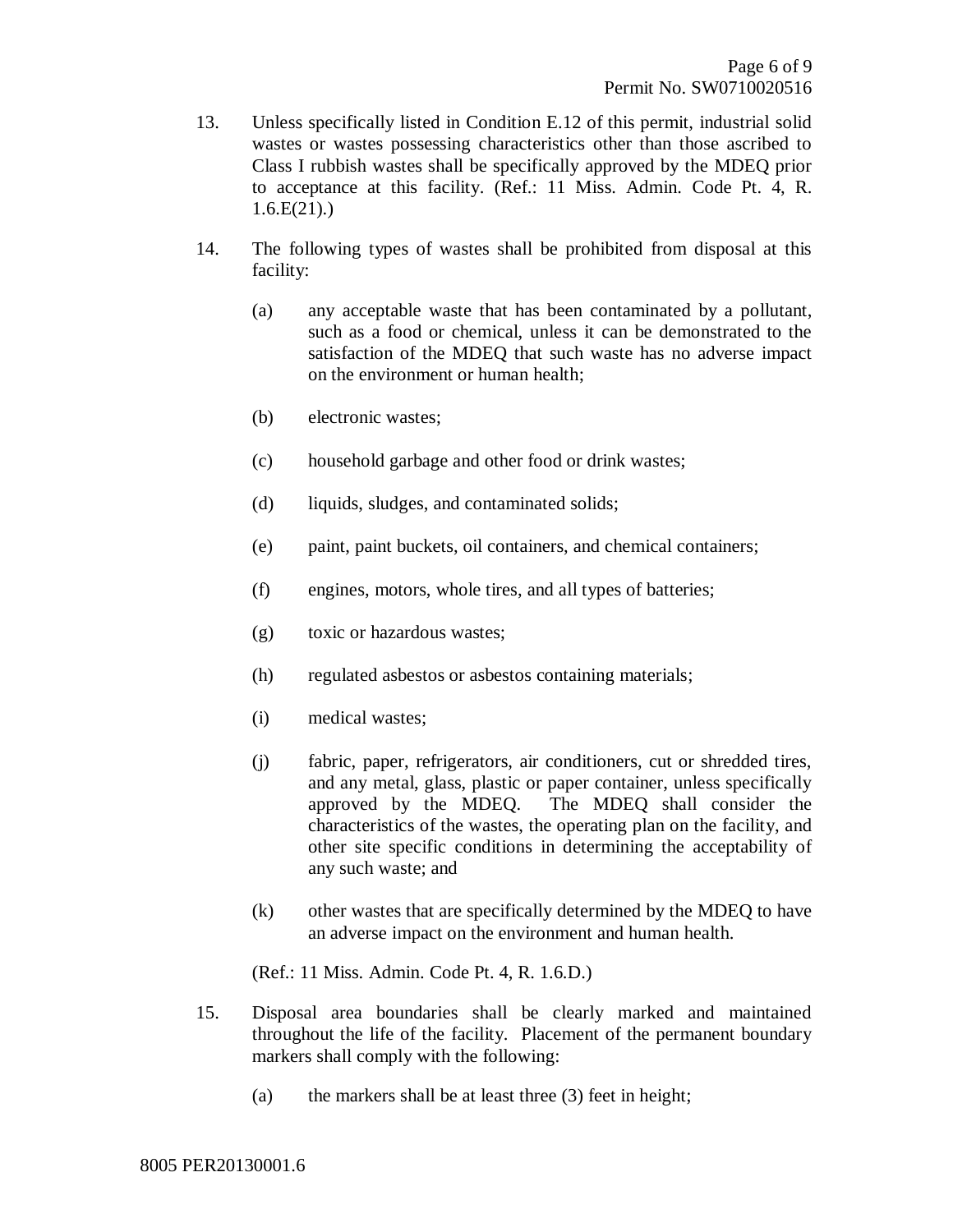13. Unless specifically listed in Condition E.12 of this permit, industrial solid wastes or wastes possessing characteristics other than those ascribed to Class I rubbish wastes shall be specifically approved by the MDEQ prior to acceptance at this facility. (Ref.: 11 Miss. Admin. Code Pt. 4, R. 1.6.E(21).)

14. The following types of wastes shall be prohibited from disposal at this facility:

    (a) any acceptable waste that has been contaminated by a pollutant, such as a food or chemical, unless it can be demonstrated to the satisfaction of the MDEQ that such waste has no adverse impact on the environment or human health;

    (b) electronic wastes;

    (c) household garbage and other food or drink wastes;

    (d) liquids, sludges, and contaminated solids;

    (e) paint, paint buckets, oil containers, and chemical containers;

    (f) engines, motors, whole tires, and all types of batteries;

    (g) toxic or hazardous wastes;

    (h) regulated asbestos or asbestos containing materials;

    (i) medical wastes;

    (j) fabric, paper, refrigerators, air conditioners, cut or shredded tires, and any metal, glass, plastic or paper container, unless specifically approved by the MDEQ. The MDEQ shall consider the characteristics of the wastes, the operating plan on the facility, and other site specific conditions in determining the acceptability of any such waste; and

    (k) other wastes that are specifically determined by the MDEQ to have an adverse impact on the environment and human health.

    (Ref.: 11 Miss. Admin. Code Pt. 4, R. 1.6.D.)

15. Disposal area boundaries shall be clearly marked and maintained throughout the life of the facility. Placement of the permanent boundary markers shall comply with the following:

    (a) the markers shall be at least three (3) feet in height;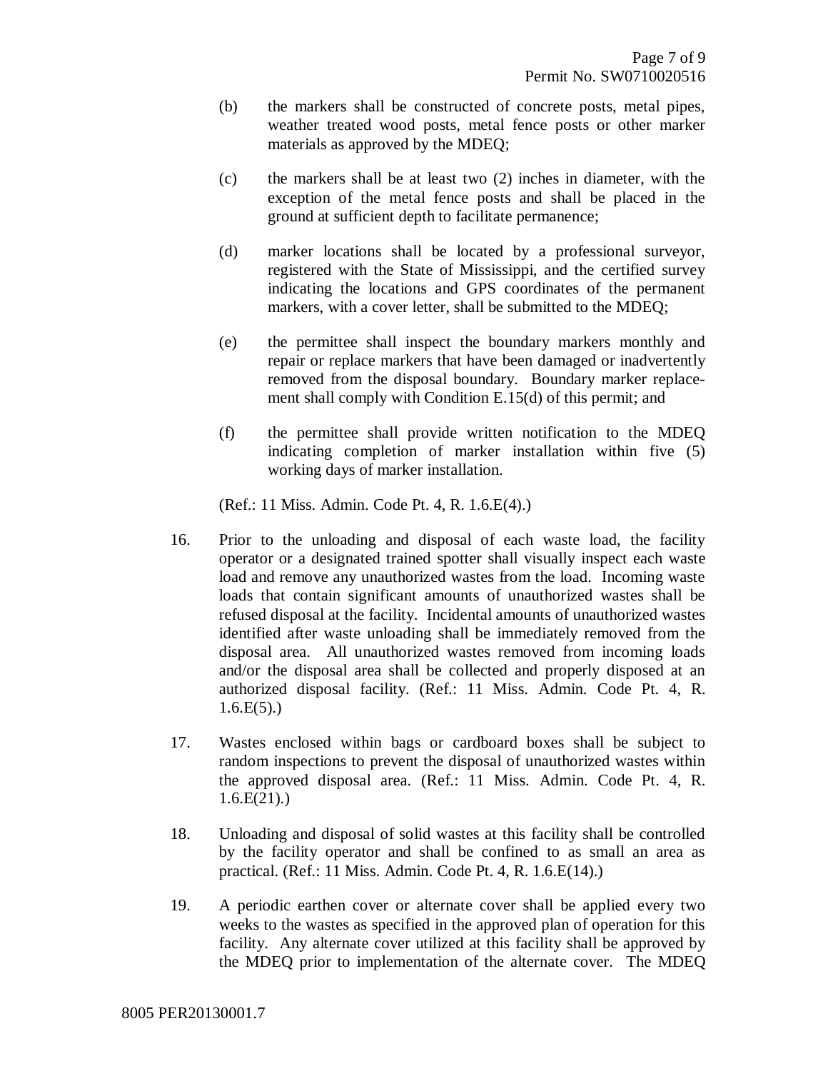(b) the markers shall be constructed of concrete posts, metal pipes, weather treated wood posts, metal fence posts or other marker materials as approved by the MDEQ;

(c) the markers shall be at least two (2) inches in diameter, with the exception of the metal fence posts and shall be placed in the ground at sufficient depth to facilitate permanence;

(d) marker locations shall be located by a professional surveyor, registered with the State of Mississippi, and the certified survey indicating the locations and GPS coordinates of the permanent markers, with a cover letter, shall be submitted to the MDEQ;

(e) the permittee shall inspect the boundary markers monthly and repair or replace markers that have been damaged or inadvertently removed from the disposal boundary. Boundary marker replacement shall comply with Condition E.15(d) of this permit; and

(f) the permittee shall provide written notification to the MDEQ indicating completion of marker installation within five (5) working days of marker installation.

(Ref.: 11 Miss. Admin. Code Pt. 4, R. 1.6.E(4).)

16. Prior to the unloading and disposal of each waste load, the facility operator or a designated trained spotter shall visually inspect each waste load and remove any unauthorized wastes from the load. Incoming waste loads that contain significant amounts of unauthorized wastes shall be refused disposal at the facility. Incidental amounts of unauthorized wastes identified after waste unloading shall be immediately removed from the disposal area. All unauthorized wastes removed from incoming loads and/or the disposal area shall be collected and properly disposed at an authorized disposal facility. (Ref.: 11 Miss. Admin. Code Pt. 4, R. 1.6.E(5).)

17. Wastes enclosed within bags or cardboard boxes shall be subject to random inspections to prevent the disposal of unauthorized wastes within the approved disposal area. (Ref.: 11 Miss. Admin. Code Pt. 4, R. 1.6.E(21).)

18. Unloading and disposal of solid wastes at this facility shall be controlled by the facility operator and shall be confined to as small an area as practical. (Ref.: 11 Miss. Admin. Code Pt. 4, R. 1.6.E(14).)

19. A periodic earthen cover or alternate cover shall be applied every two weeks to the wastes as specified in the approved plan of operation for this facility. Any alternate cover utilized at this facility shall be approved by the MDEQ prior to implementation of the alternate cover. The MDEQ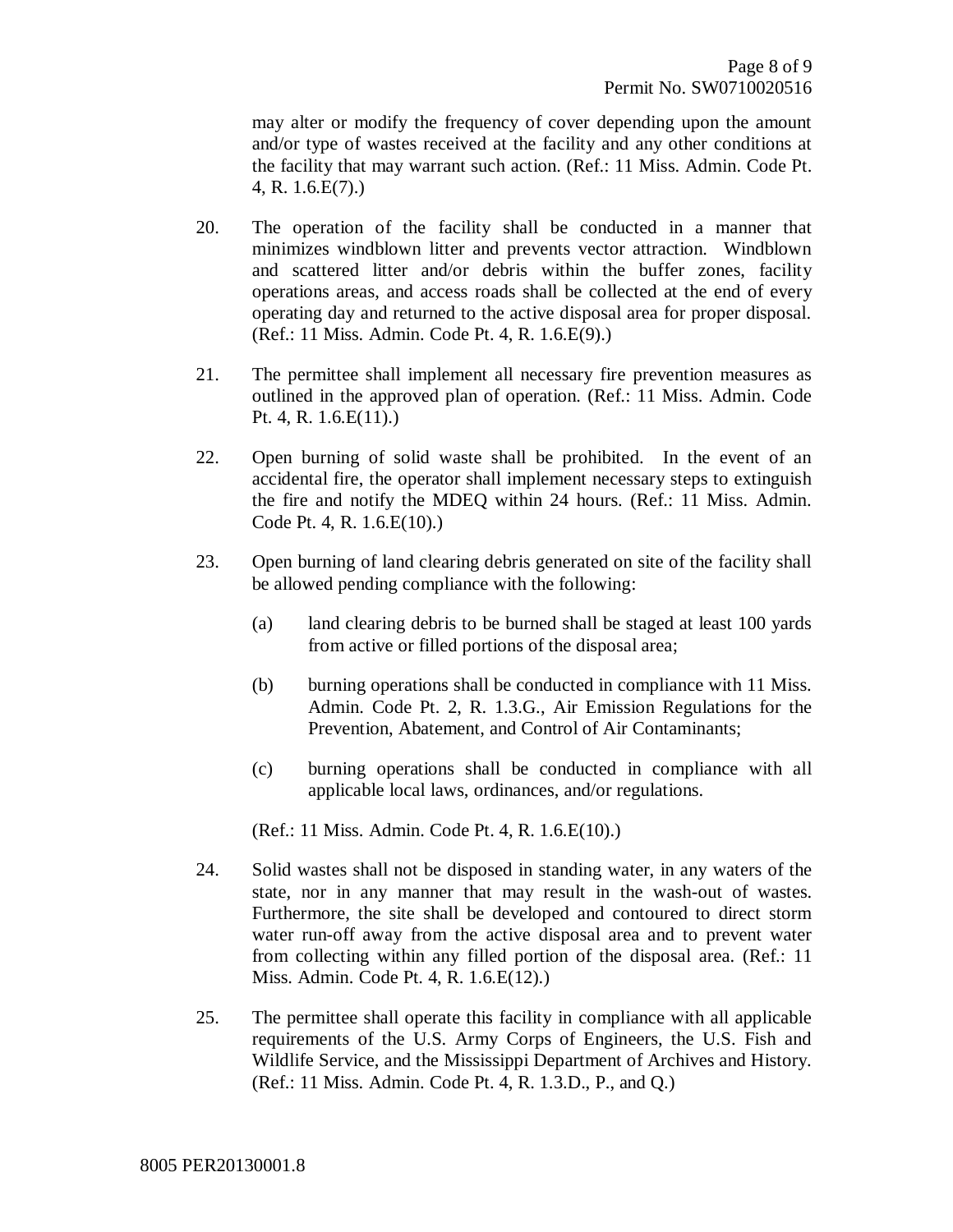may alter or modify the frequency of cover depending upon the amount and/or type of wastes received at the facility and any other conditions at the facility that may warrant such action. (Ref.: 11 Miss. Admin. Code Pt. 4, R. 1.6.E(7).)

20. The operation of the facility shall be conducted in a manner that minimizes windblown litter and prevents vector attraction. Windblown and scattered litter and/or debris within the buffer zones, facility operations areas, and access roads shall be collected at the end of every operating day and returned to the active disposal area for proper disposal. (Ref.: 11 Miss. Admin. Code Pt. 4, R. 1.6.E(9).)

21. The permittee shall implement all necessary fire prevention measures as outlined in the approved plan of operation. (Ref.: 11 Miss. Admin. Code Pt. 4, R. 1.6.E(11).)

22. Open burning of solid waste shall be prohibited. In the event of an accidental fire, the operator shall implement necessary steps to extinguish the fire and notify the MDEQ within 24 hours. (Ref.: 11 Miss. Admin. Code Pt. 4, R. 1.6.E(10).)

23. Open burning of land clearing debris generated on site of the facility shall be allowed pending compliance with the following:

    (a) land clearing debris to be burned shall be staged at least 100 yards from active or filled portions of the disposal area;

    (b) burning operations shall be conducted in compliance with 11 Miss. Admin. Code Pt. 2, R. 1.3.G., Air Emission Regulations for the Prevention, Abatement, and Control of Air Contaminants;

    (c) burning operations shall be conducted in compliance with all applicable local laws, ordinances, and/or regulations.

    (Ref.: 11 Miss. Admin. Code Pt. 4, R. 1.6.E(10).)

24. Solid wastes shall not be disposed in standing water, in any waters of the state, nor in any manner that may result in the wash-out of wastes. Furthermore, the site shall be developed and contoured to direct storm water run-off away from the active disposal area and to prevent water from collecting within any filled portion of the disposal area. (Ref.: 11 Miss. Admin. Code Pt. 4, R. 1.6.E(12).)

25. The permittee shall operate this facility in compliance with all applicable requirements of the U.S. Army Corps of Engineers, the U.S. Fish and Wildlife Service, and the Mississippi Department of Archives and History. (Ref.: 11 Miss. Admin. Code Pt. 4, R. 1.3.D., P., and Q.)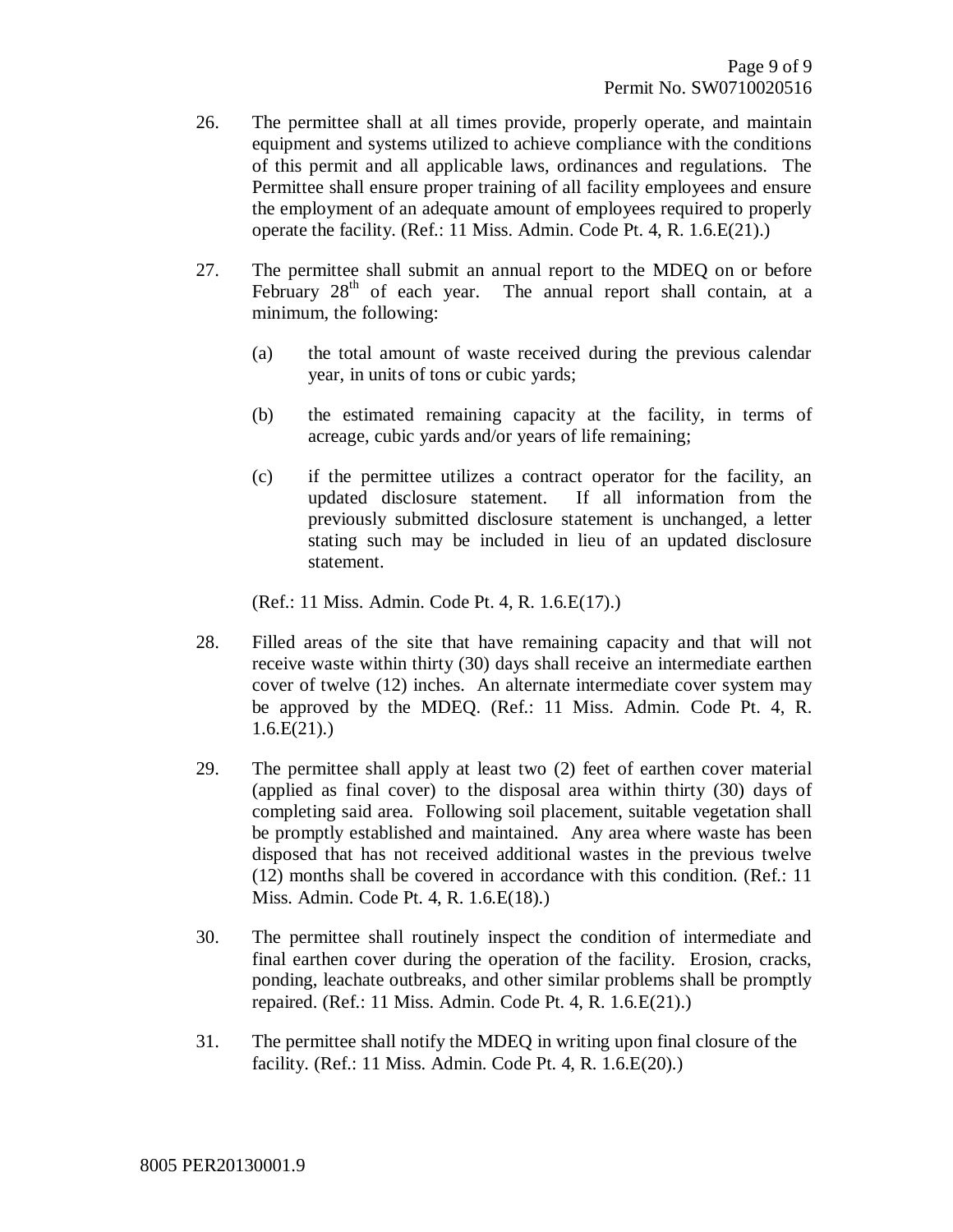26. The permittee shall at all times provide, properly operate, and maintain equipment and systems utilized to achieve compliance with the conditions of this permit and all applicable laws, ordinances and regulations. The Permittee shall ensure proper training of all facility employees and ensure the employment of an adequate amount of employees required to properly operate the facility. (Ref.: 11 Miss. Admin. Code Pt. 4, R. 1.6.E(21).)

27. The permittee shall submit an annual report to the MDEQ on or before February 28th of each year. The annual report shall contain, at a minimum, the following:

    (a) the total amount of waste received during the previous calendar year, in units of tons or cubic yards;

    (b) the estimated remaining capacity at the facility, in terms of acreage, cubic yards and/or years of life remaining;

    (c) if the permittee utilizes a contract operator for the facility, an updated disclosure statement. If all information from the previously submitted disclosure statement is unchanged, a letter stating such may be included in lieu of an updated disclosure statement.

    (Ref.: 11 Miss. Admin. Code Pt. 4, R. 1.6.E(17).)

28. Filled areas of the site that have remaining capacity and that will not receive waste within thirty (30) days shall receive an intermediate earthen cover of twelve (12) inches. An alternate intermediate cover system may be approved by the MDEQ. (Ref.: 11 Miss. Admin. Code Pt. 4, R. 1.6.E(21).)

29. The permittee shall apply at least two (2) feet of earthen cover material (applied as final cover) to the disposal area within thirty (30) days of completing said area. Following soil placement, suitable vegetation shall be promptly established and maintained. Any area where waste has been disposed that has not received additional wastes in the previous twelve (12) months shall be covered in accordance with this condition. (Ref.: 11 Miss. Admin. Code Pt. 4, R. 1.6.E(18).)

30. The permittee shall routinely inspect the condition of intermediate and final earthen cover during the operation of the facility. Erosion, cracks, ponding, leachate outbreaks, and other similar problems shall be promptly repaired. (Ref.: 11 Miss. Admin. Code Pt. 4, R. 1.6.E(21).)

31. The permittee shall notify the MDEQ in writing upon final closure of the facility. (Ref.: 11 Miss. Admin. Code Pt. 4, R. 1.6.E(20).)